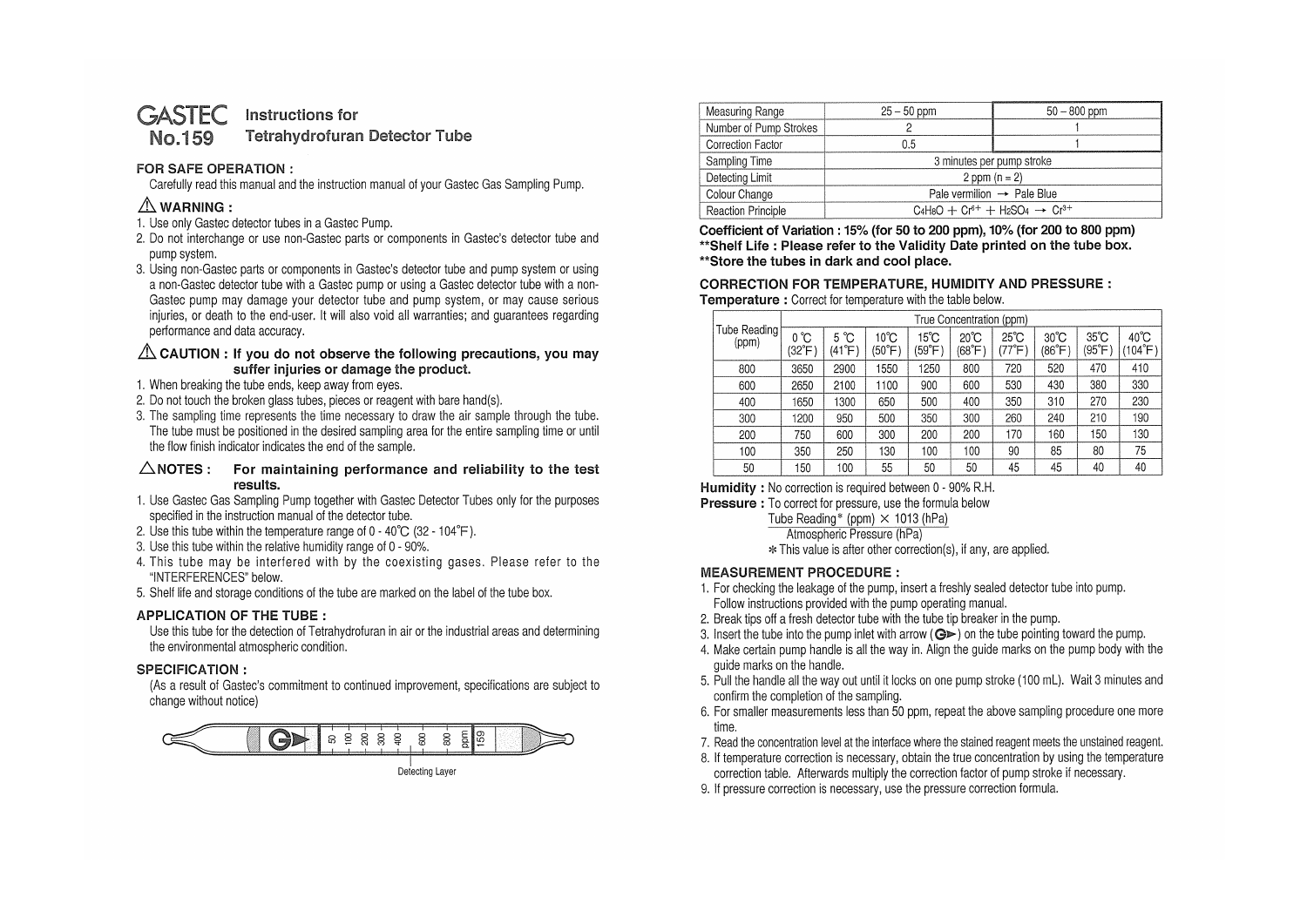# GASTEC No.159 Instructions for Tetrahydrofuran Detector Tube

## FOR SAFE OPERATION :

Carefully read this manual and the instruction manual of your Gastec Gas Sampling Pump.

### ⚠ WARNING :

1. Use only Gastec detector tubes in a Gastec Pump.
2. Do not interchange or use non-Gastec parts or components in Gastec's detector tube and pump system.
3. Using non-Gastec parts or components in Gastec's detector tube and pump system or using a non-Gastec detector tube with a Gastec pump or using a Gastec detector tube with a non-Gastec pump may damage your detector tube and pump system, or may cause serious injuries, or death to the end-user. It will also void all warranties; and guarantees regarding performance and data accuracy.

### ⚠ CAUTION : If you do not observe the following precautions, you may suffer injuries or damage the product.

1. When breaking the tube ends, keep away from eyes.
2. Do not touch the broken glass tubes, pieces or reagent with bare hand(s).
3. The sampling time represents the time necessary to draw the air sample through the tube. The tube must be positioned in the desired sampling area for the entire sampling time or until the flow finish indicator indicates the end of the sample.

### △NOTES : For maintaining performance and reliability to the test results.

1. Use Gastec Gas Sampling Pump together with Gastec Detector Tubes only for the purposes specified in the instruction manual of the detector tube.
2. Use this tube within the temperature range of 0 - 40℃ (32 - 104°F).
3. Use this tube within the relative humidity range of 0 - 90%.
4. This tube may be interfered with by the coexisting gases. Please refer to the "INTERFERENCES" below.
5. Shelf life and storage conditions of the tube are marked on the label of the tube box.

## APPLICATION OF THE TUBE :

Use this tube for the detection of Tetrahydrofuran in air or the industrial areas and determining the environmental atmospheric condition.

## SPECIFICATION :

(As a result of Gastec's commitment to continued improvement, specifications are subject to change without notice)

50 100 200 300 400 600 800 ppm 159

Detecting Layer

| Measuring Range | 25 – 50 ppm | 50 – 800 ppm |
|---|---|---|
| Number of Pump Strokes | 2 | 1 |
| Correction Factor | 0.5 | 1 |
| Sampling Time | 3 minutes per pump stroke | |
| Detecting Limit | 2 ppm (n = 2) | |
| Colour Change | Pale vermilion → Pale Blue | |
| Reaction Principle | $C_4H_8O + Cr^{6+} + H_2SO_4 \rightarrow Cr^{3+}$ | |

**Coefficient of Variation : 15% (for 50 to 200 ppm), 10% (for 200 to 800 ppm)**
**\*\*Shelf Life : Please refer to the Validity Date printed on the tube box.**
**\*\*Store the tubes in dark and cool place.**

## CORRECTION FOR TEMPERATURE, HUMIDITY AND PRESSURE :

**Temperature :** Correct for temperature with the table below.

| Tube Reading (ppm) | True Concentration (ppm) | | | | | | | | |
|---|---|---|---|---|---|---|---|---|---|
| | 0 ℃ (32°F) | 5 ℃ (41°F) | 10℃ (50°F) | 15℃ (59°F) | 20℃ (68°F) | 25℃ (77°F) | 30℃ (86°F) | 35℃ (95°F) | 40℃ (104°F) |
| 800 | 3650 | 2900 | 1550 | 1250 | 800 | 720 | 520 | 470 | 410 |
| 600 | 2650 | 2100 | 1100 | 900 | 600 | 530 | 430 | 380 | 330 |
| 400 | 1650 | 1300 | 650 | 500 | 400 | 350 | 310 | 270 | 230 |
| 300 | 1200 | 950 | 500 | 350 | 300 | 260 | 240 | 210 | 190 |
| 200 | 750 | 600 | 300 | 200 | 200 | 170 | 160 | 150 | 130 |
| 100 | 350 | 250 | 130 | 100 | 100 | 90 | 85 | 80 | 75 |
| 50 | 150 | 100 | 55 | 50 | 50 | 45 | 45 | 40 | 40 |

**Humidity :** No correction is required between 0 - 90% R.H.

**Pressure :** To correct for pressure, use the formula below

$$\frac{\text{Tube Reading* (ppm)} \times 1013 \text{ (hPa)}}{\text{Atmospheric Pressure (hPa)}}$$

\* This value is after other correction(s), if any, are applied.

## MEASUREMENT PROCEDURE :

1. For checking the leakage of the pump, insert a freshly sealed detector tube into pump. Follow instructions provided with the pump operating manual.
2. Break tips off a fresh detector tube with the tube tip breaker in the pump.
3. Insert the tube into the pump inlet with arrow (G►) on the tube pointing toward the pump.
4. Make certain pump handle is all the way in. Align the guide marks on the pump body with the guide marks on the handle.
5. Pull the handle all the way out until it locks on one pump stroke (100 mL). Wait 3 minutes and confirm the completion of the sampling.
6. For smaller measurements less than 50 ppm, repeat the above sampling procedure one more time.
7. Read the concentration level at the interface where the stained reagent meets the unstained reagent.
8. If temperature correction is necessary, obtain the true concentration by using the temperature correction table. Afterwards multiply the correction factor of pump stroke if necessary.
9. If pressure correction is necessary, use the pressure correction formula.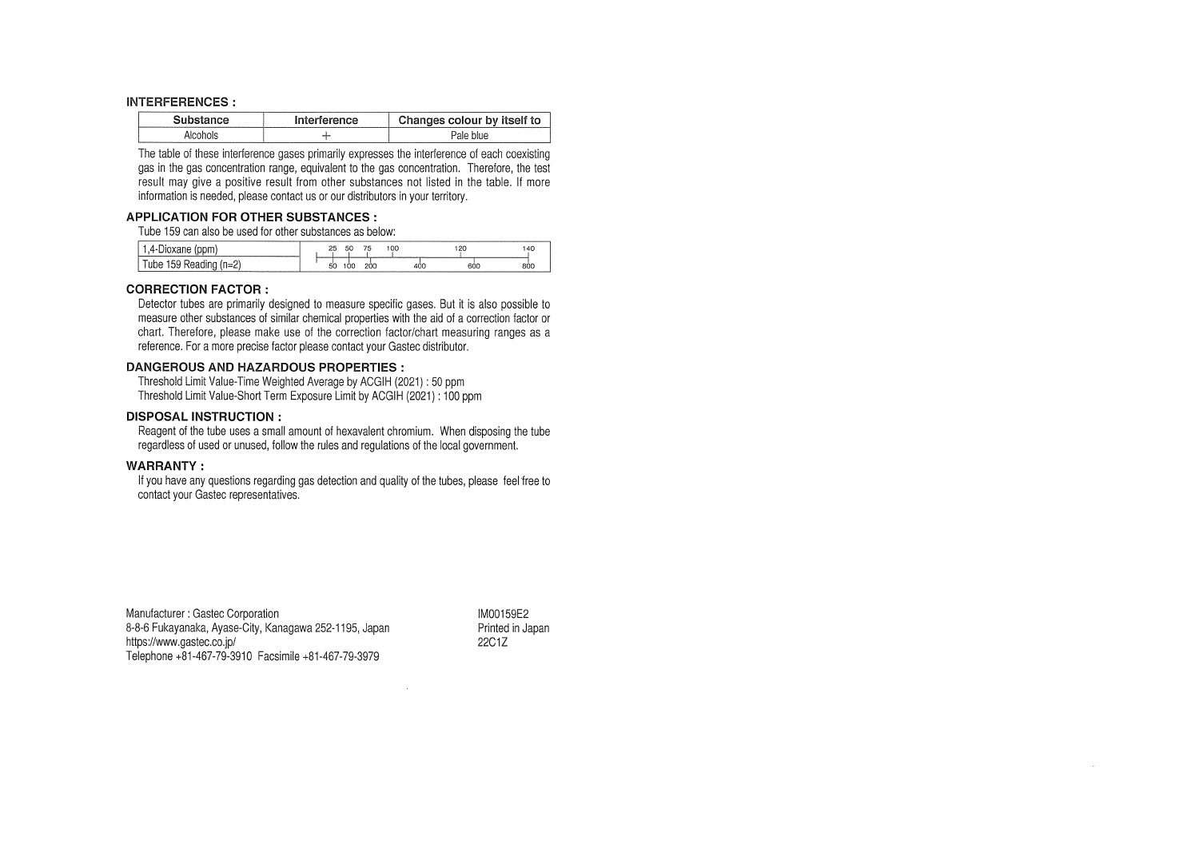## INTERFERENCES :

| Substance | Interference | Changes colour by itself to |
|---|---|---|
| Alcohols | + | Pale blue |

The table of these interference gases primarily expresses the interference of each coexisting gas in the gas concentration range, equivalent to the gas concentration. Therefore, the test result may give a positive result from other substances not listed in the table. If more information is needed, please contact us or our distributors in your territory.

## APPLICATION FOR OTHER SUBSTANCES :

Tube 159 can also be used for other substances as below:

1,4-Dioxane (ppm): 25 50 75 100 120 140

Tube 159 Reading (n=2): 50 100 200 400 600 800

## CORRECTION FACTOR :

Detector tubes are primarily designed to measure specific gases. But it is also possible to measure other substances of similar chemical properties with the aid of a correction factor or chart. Therefore, please make use of the correction factor/chart measuring ranges as a reference. For a more precise factor please contact your Gastec distributor.

## DANGEROUS AND HAZARDOUS PROPERTIES :

Threshold Limit Value-Time Weighted Average by ACGIH (2021) : 50 ppm
Threshold Limit Value-Short Term Exposure Limit by ACGIH (2021) : 100 ppm

## DISPOSAL INSTRUCTION :

Reagent of the tube uses a small amount of hexavalent chromium. When disposing the tube regardless of used or unused, follow the rules and regulations of the local government.

## WARRANTY :

If you have any questions regarding gas detection and quality of the tubes, please feel free to contact your Gastec representatives.

Manufacturer : Gastec Corporation
8-8-6 Fukayanaka, Ayase-City, Kanagawa 252-1195, Japan
https://www.gastec.co.jp/
Telephone +81-467-79-3910 Facsimile +81-467-79-3979

IM00159E2
Printed in Japan
22C1Z